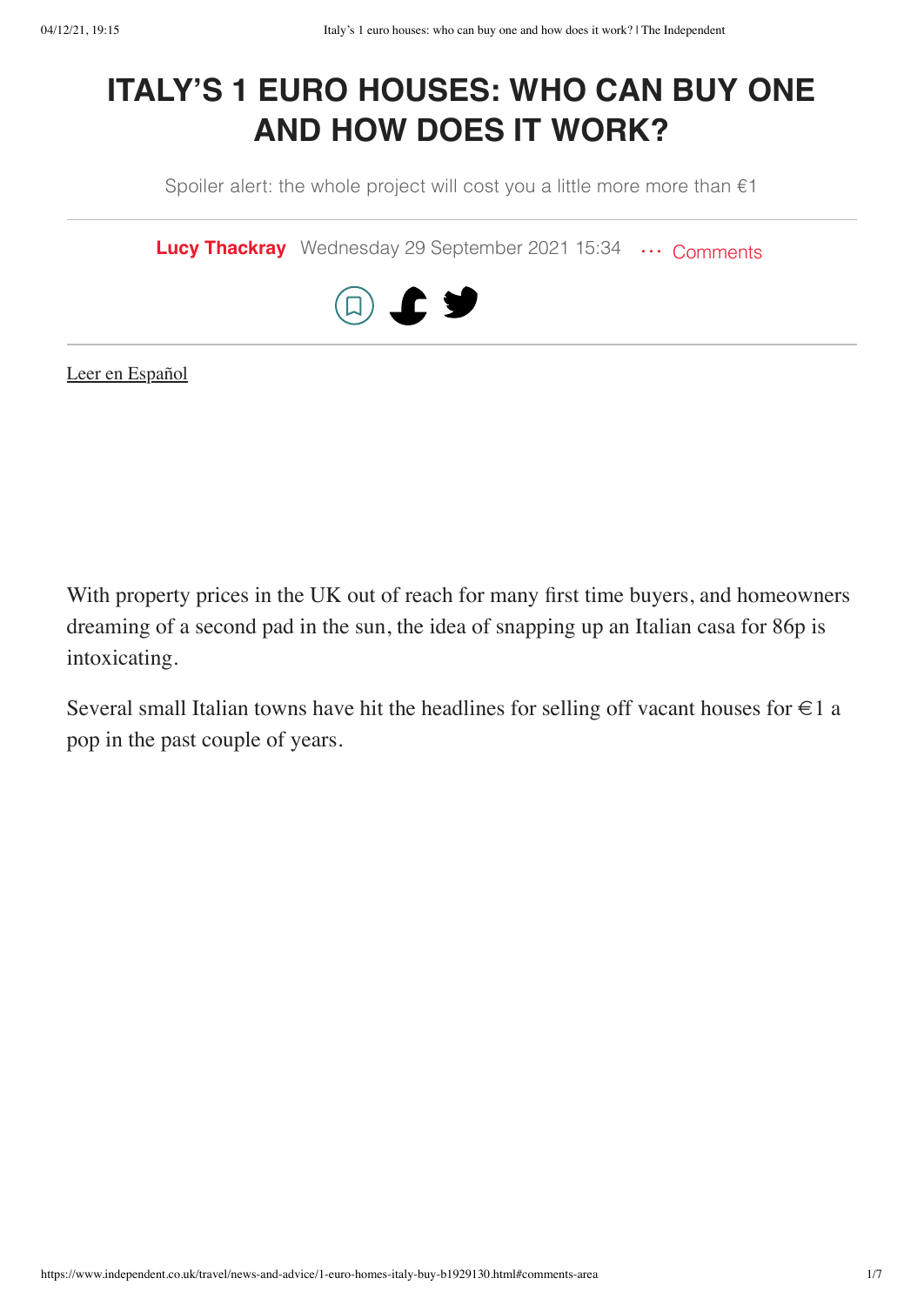# ITALY'S 1 EURO HOUSES: WHO CAN BUY ONE AND HOW DOES IT WORK?

Spoiler alert: the whole project will cost you a little more more than €1

**Lucy Thackray** Wednesday 29 September 2021 15:34 ··· Comments

Leer en Español

With property prices in the UK out of reach for many first time buyers, and homeowners dreaming of a second pad in the sun, the idea of snapping up an Italian casa for 86p is intoxicating.

Several small Italian towns have hit the headlines for selling off vacant houses for €1 a pop in the past couple of years.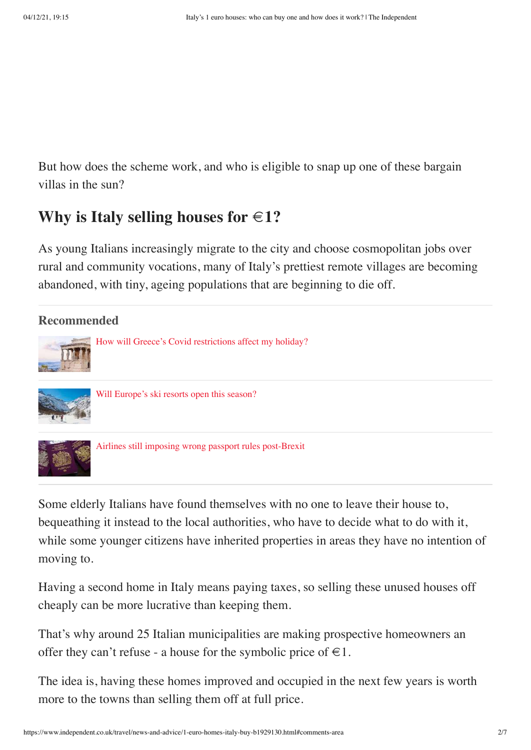But how does the scheme work, and who is eligible to snap up one of these bargain villas in the sun?

## Why is Italy selling houses for €1?

As young Italians increasingly migrate to the city and choose cosmopolitan jobs over rural and community vocations, many of Italy's prettiest remote villages are becoming abandoned, with tiny, ageing populations that are beginning to die off.

**Recommended**

- How will Greece's Covid restrictions affect my holiday?
- Will Europe's ski resorts open this season?
- Airlines still imposing wrong passport rules post-Brexit

Some elderly Italians have found themselves with no one to leave their house to, bequeathing it instead to the local authorities, who have to decide what to do with it, while some younger citizens have inherited properties in areas they have no intention of moving to.

Having a second home in Italy means paying taxes, so selling these unused houses off cheaply can be more lucrative than keeping them.

That's why around 25 Italian municipalities are making prospective homeowners an offer they can't refuse - a house for the symbolic price of €1.

The idea is, having these homes improved and occupied in the next few years is worth more to the towns than selling them off at full price.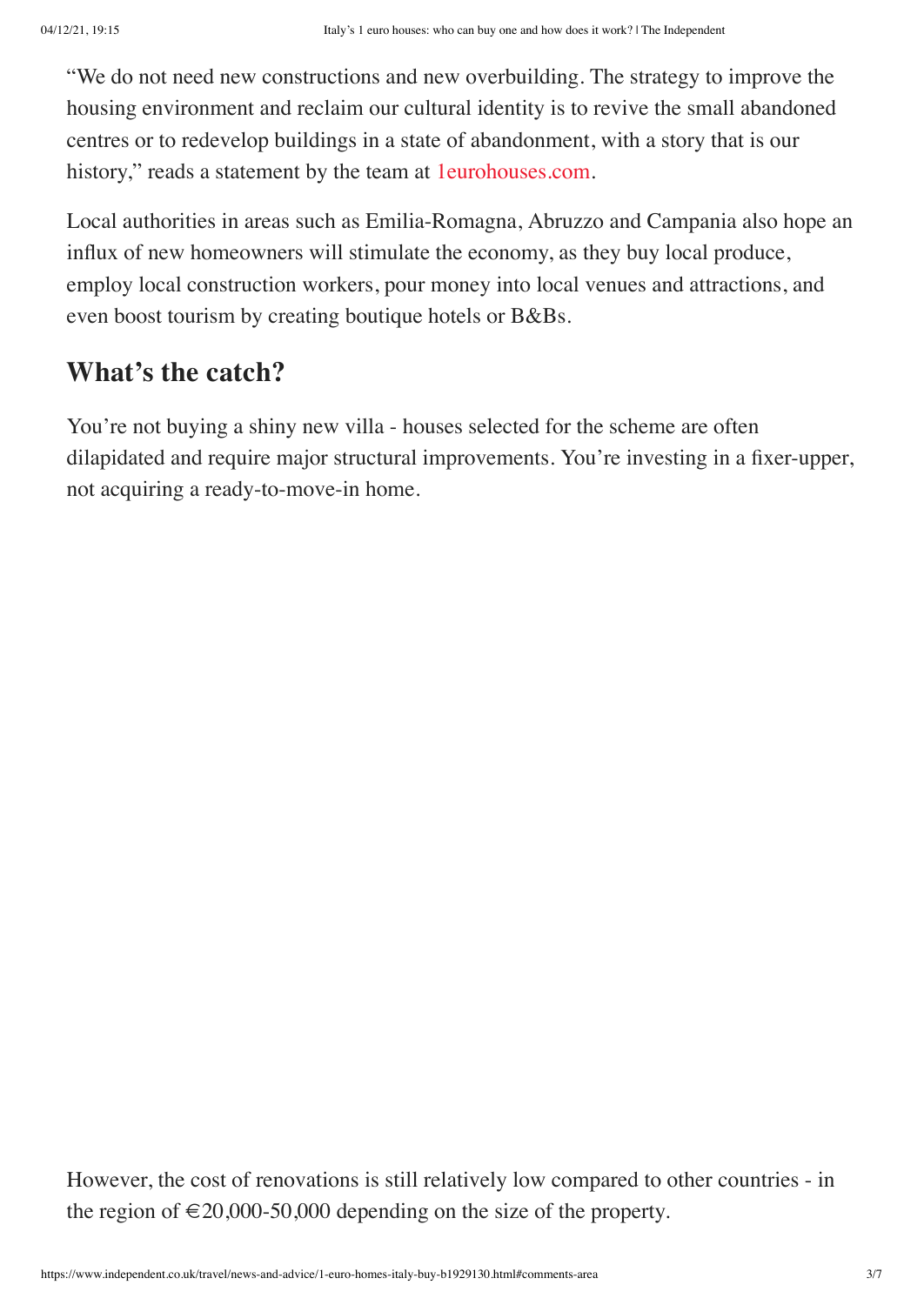“We do not need new constructions and new overbuilding. The strategy to improve the housing environment and reclaim our cultural identity is to revive the small abandoned centres or to redevelop buildings in a state of abandonment, with a story that is our history,” reads a statement by the team at 1eurohouses.com.

Local authorities in areas such as Emilia-Romagna, Abruzzo and Campania also hope an influx of new homeowners will stimulate the economy, as they buy local produce, employ local construction workers, pour money into local venues and attractions, and even boost tourism by creating boutique hotels or B&Bs.

## What’s the catch?

You’re not buying a shiny new villa - houses selected for the scheme are often dilapidated and require major structural improvements. You’re investing in a fixer-upper, not acquiring a ready-to-move-in home.

However, the cost of renovations is still relatively low compared to other countries - in the region of €20,000-50,000 depending on the size of the property.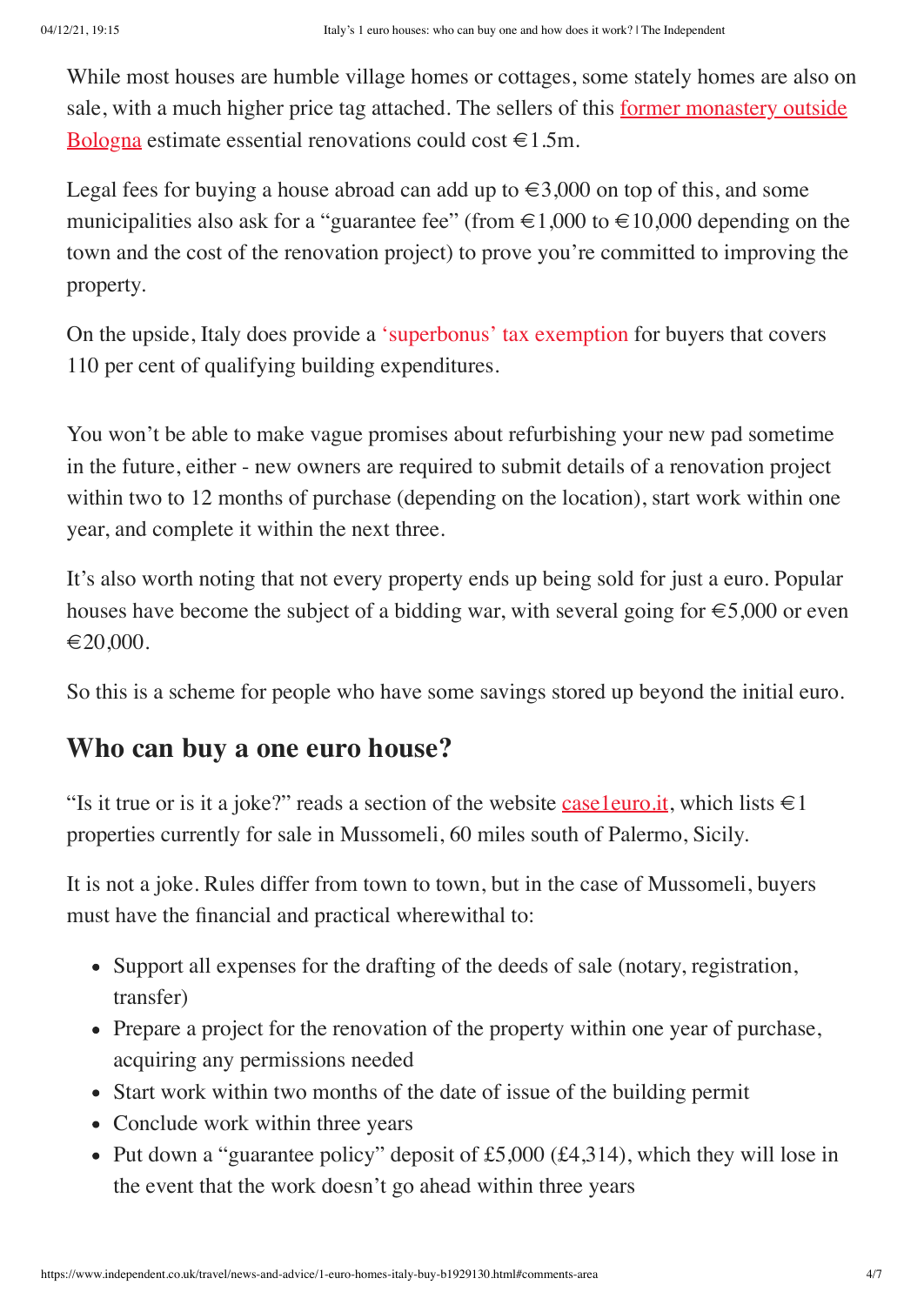While most houses are humble village homes or cottages, some stately homes are also on sale, with a much higher price tag attached. The sellers of this former monastery outside Bologna estimate essential renovations could cost €1.5m.

Legal fees for buying a house abroad can add up to €3,000 on top of this, and some municipalities also ask for a "guarantee fee" (from €1,000 to €10,000 depending on the town and the cost of the renovation project) to prove you're committed to improving the property.

On the upside, Italy does provide a 'superbonus' tax exemption for buyers that covers 110 per cent of qualifying building expenditures.

You won't be able to make vague promises about refurbishing your new pad sometime in the future, either - new owners are required to submit details of a renovation project within two to 12 months of purchase (depending on the location), start work within one year, and complete it within the next three.

It's also worth noting that not every property ends up being sold for just a euro. Popular houses have become the subject of a bidding war, with several going for €5,000 or even €20,000.

So this is a scheme for people who have some savings stored up beyond the initial euro.

## Who can buy a one euro house?

"Is it true or is it a joke?" reads a section of the website case1euro.it, which lists €1 properties currently for sale in Mussomeli, 60 miles south of Palermo, Sicily.

It is not a joke. Rules differ from town to town, but in the case of Mussomeli, buyers must have the financial and practical wherewithal to:

- Support all expenses for the drafting of the deeds of sale (notary, registration, transfer)
- Prepare a project for the renovation of the property within one year of purchase, acquiring any permissions needed
- Start work within two months of the date of issue of the building permit
- Conclude work within three years
- Put down a "guarantee policy" deposit of £5,000 (£4,314), which they will lose in the event that the work doesn't go ahead within three years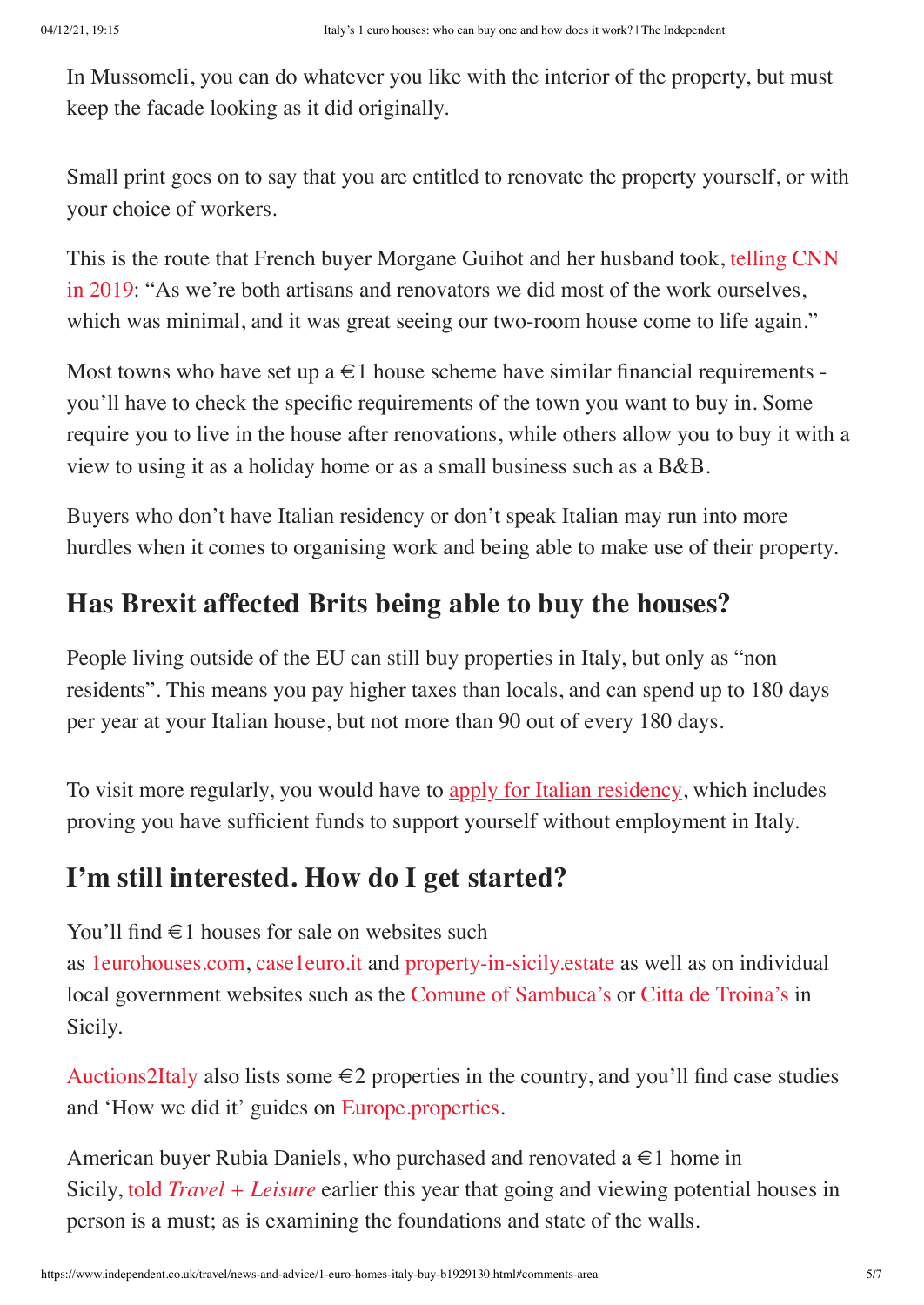In Mussomeli, you can do whatever you like with the interior of the property, but must keep the facade looking as it did originally.

Small print goes on to say that you are entitled to renovate the property yourself, or with your choice of workers.

This is the route that French buyer Morgane Guihot and her husband took, telling CNN in 2019: "As we're both artisans and renovators we did most of the work ourselves, which was minimal, and it was great seeing our two-room house come to life again."

Most towns who have set up a €1 house scheme have similar financial requirements - you'll have to check the specific requirements of the town you want to buy in. Some require you to live in the house after renovations, while others allow you to buy it with a view to using it as a holiday home or as a small business such as a B&B.

Buyers who don't have Italian residency or don't speak Italian may run into more hurdles when it comes to organising work and being able to make use of their property.

## Has Brexit affected Brits being able to buy the houses?

People living outside of the EU can still buy properties in Italy, but only as "non residents". This means you pay higher taxes than locals, and can spend up to 180 days per year at your Italian house, but not more than 90 out of every 180 days.

To visit more regularly, you would have to apply for Italian residency, which includes proving you have sufficient funds to support yourself without employment in Italy.

## I'm still interested. How do I get started?

You'll find €1 houses for sale on websites such as 1eurohouses.com, case1euro.it and property-in-sicily.estate as well as on individual local government websites such as the Comune of Sambuca's or Citta de Troina's in Sicily.

Auctions2Italy also lists some €2 properties in the country, and you'll find case studies and 'How we did it' guides on Europe.properties.

American buyer Rubia Daniels, who purchased and renovated a €1 home in Sicily, told *Travel + Leisure* earlier this year that going and viewing potential houses in person is a must; as is examining the foundations and state of the walls.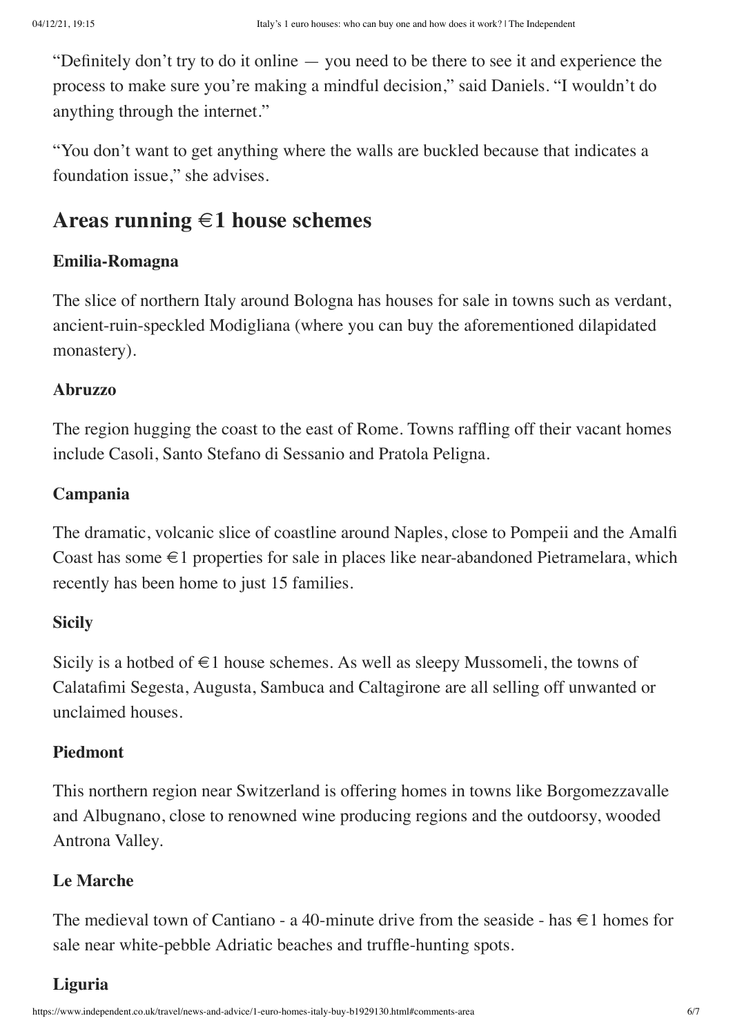"Definitely don't try to do it online — you need to be there to see it and experience the process to make sure you're making a mindful decision," said Daniels. "I wouldn't do anything through the internet."

"You don't want to get anything where the walls are buckled because that indicates a foundation issue," she advises.

## Areas running €1 house schemes

### Emilia-Romagna

The slice of northern Italy around Bologna has houses for sale in towns such as verdant, ancient-ruin-speckled Modigliana (where you can buy the aforementioned dilapidated monastery).

### Abruzzo

The region hugging the coast to the east of Rome. Towns raffling off their vacant homes include Casoli, Santo Stefano di Sessanio and Pratola Peligna.

### Campania

The dramatic, volcanic slice of coastline around Naples, close to Pompeii and the Amalfi Coast has some €1 properties for sale in places like near-abandoned Pietramelara, which recently has been home to just 15 families.

### Sicily

Sicily is a hotbed of €1 house schemes. As well as sleepy Mussomeli, the towns of Calatafimi Segesta, Augusta, Sambuca and Caltagirone are all selling off unwanted or unclaimed houses.

### Piedmont

This northern region near Switzerland is offering homes in towns like Borgomezzavalle and Albugnano, close to renowned wine producing regions and the outdoorsy, wooded Antrona Valley.

### Le Marche

The medieval town of Cantiano - a 40-minute drive from the seaside - has €1 homes for sale near white-pebble Adriatic beaches and truffle-hunting spots.

### Liguria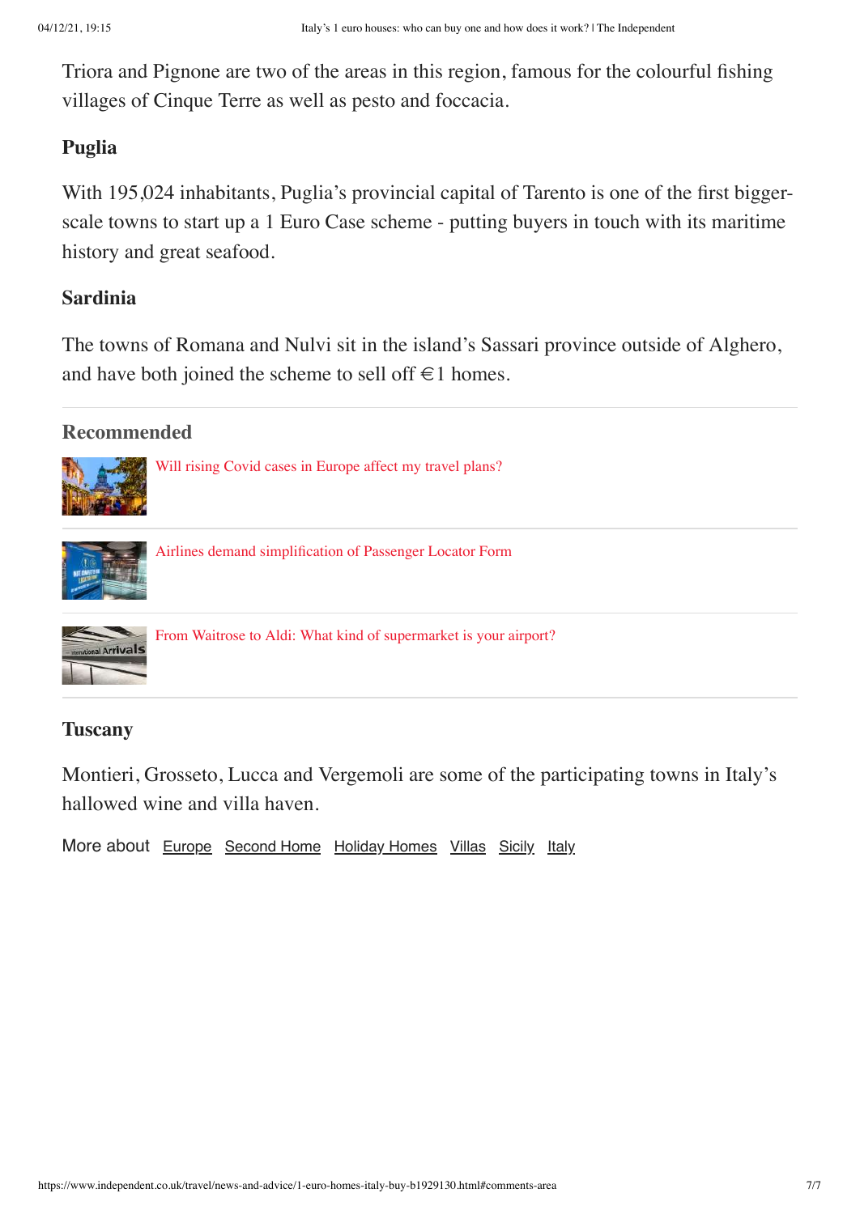Triora and Pignone are two of the areas in this region, famous for the colourful fishing villages of Cinque Terre as well as pesto and foccacia.

### Puglia

With 195,024 inhabitants, Puglia's provincial capital of Tarento is one of the first bigger-scale towns to start up a 1 Euro Case scheme - putting buyers in touch with its maritime history and great seafood.

### Sardinia

The towns of Romana and Nulvi sit in the island's Sassari province outside of Alghero, and have both joined the scheme to sell off €1 homes.

---

### Recommended

Will rising Covid cases in Europe affect my travel plans?

Airlines demand simplification of Passenger Locator Form

From Waitrose to Aldi: What kind of supermarket is your airport?

---

### Tuscany

Montieri, Grosseto, Lucca and Vergemoli are some of the participating towns in Italy's hallowed wine and villa haven.

More about Europe Second Home Holiday Homes Villas Sicily Italy